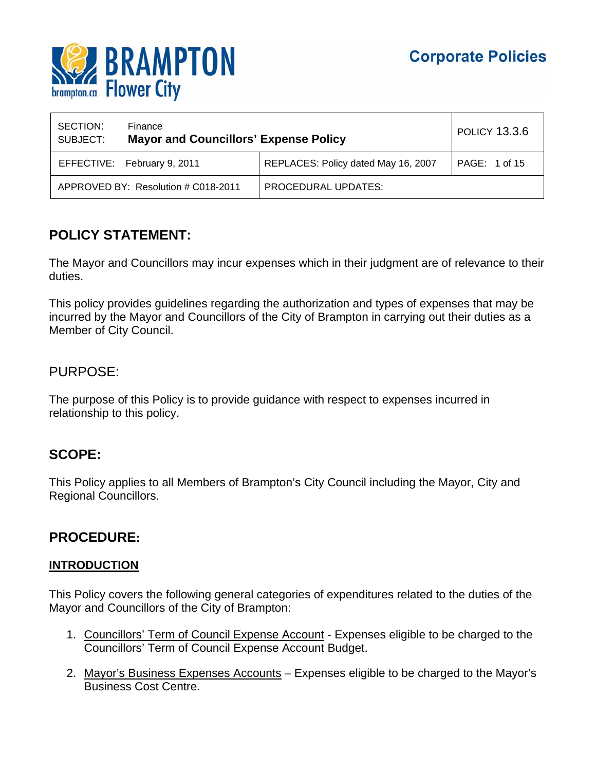**Corporate Policies**

| SECTION: Finance<br>SUBJECT: **Mayor and Councillors' Expense Policy** | | POLICY 13.3.6 |
|---|---|---|
| EFFECTIVE: February 9, 2011 | REPLACES: Policy dated May 16, 2007 | PAGE: 1 of 15 |
| APPROVED BY: Resolution # C018-2011 | PROCEDURAL UPDATES: | |

## POLICY STATEMENT:

The Mayor and Councillors may incur expenses which in their judgment are of relevance to their duties.

This policy provides guidelines regarding the authorization and types of expenses that may be incurred by the Mayor and Councillors of the City of Brampton in carrying out their duties as a Member of City Council.

## PURPOSE:

The purpose of this Policy is to provide guidance with respect to expenses incurred in relationship to this policy.

## SCOPE:

This Policy applies to all Members of Brampton's City Council including the Mayor, City and Regional Councillors.

## PROCEDURE:

### INTRODUCTION

This Policy covers the following general categories of expenditures related to the duties of the Mayor and Councillors of the City of Brampton:

1. Councillors' Term of Council Expense Account - Expenses eligible to be charged to the Councillors' Term of Council Expense Account Budget.
2. Mayor's Business Expenses Accounts – Expenses eligible to be charged to the Mayor's Business Cost Centre.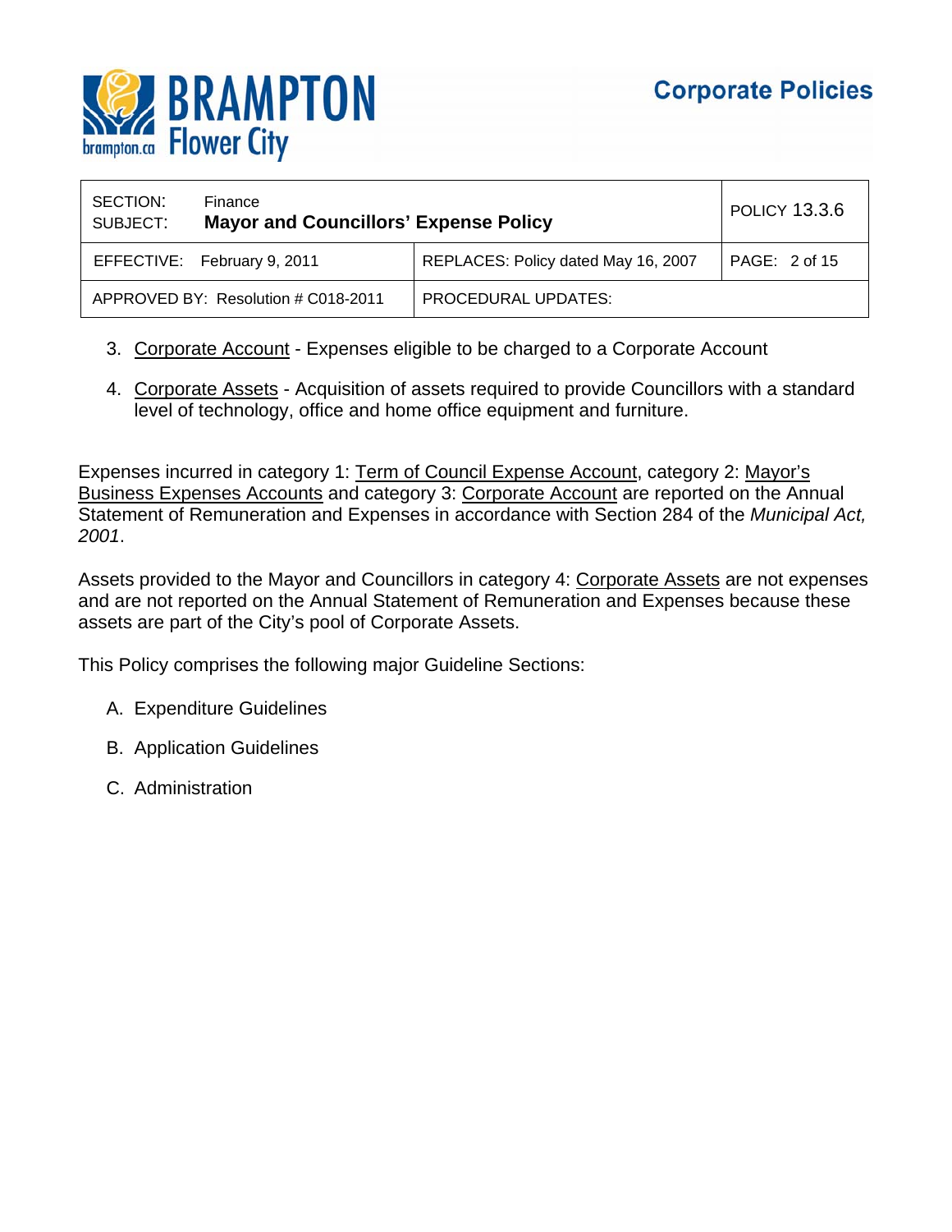3. Corporate Account - Expenses eligible to be charged to a Corporate Account

4. Corporate Assets - Acquisition of assets required to provide Councillors with a standard level of technology, office and home office equipment and furniture.

Expenses incurred in category 1: Term of Council Expense Account, category 2: Mayor's Business Expenses Accounts and category 3: Corporate Account are reported on the Annual Statement of Remuneration and Expenses in accordance with Section 284 of the *Municipal Act, 2001*.

Assets provided to the Mayor and Councillors in category 4: Corporate Assets are not expenses and are not reported on the Annual Statement of Remuneration and Expenses because these assets are part of the City's pool of Corporate Assets.

This Policy comprises the following major Guideline Sections:

A. Expenditure Guidelines

B. Application Guidelines

C. Administration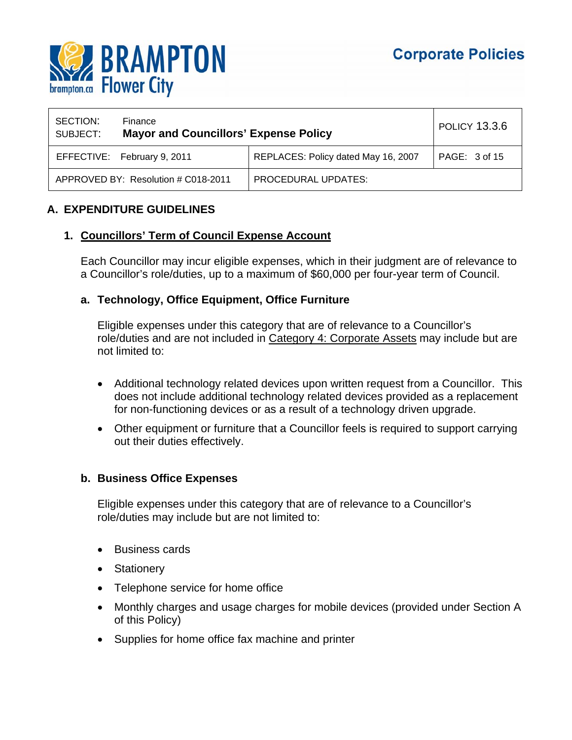| SECTION: Finance<br>SUBJECT: **Mayor and Councillors' Expense Policy** | | POLICY 13.3.6 |
|---|---|---|
| EFFECTIVE: February 9, 2011 | REPLACES: Policy dated May 16, 2007 | PAGE: 3 of 15 |
| APPROVED BY: Resolution # C018-2011 | PROCEDURAL UPDATES: | |

## A. EXPENDITURE GUIDELINES

### 1. Councillors' Term of Council Expense Account

Each Councillor may incur eligible expenses, which in their judgment are of relevance to a Councillor's role/duties, up to a maximum of $60,000 per four-year term of Council.

#### a. Technology, Office Equipment, Office Furniture

Eligible expenses under this category that are of relevance to a Councillor's role/duties and are not included in Category 4: Corporate Assets may include but are not limited to:

- Additional technology related devices upon written request from a Councillor. This does not include additional technology related devices provided as a replacement for non-functioning devices or as a result of a technology driven upgrade.
- Other equipment or furniture that a Councillor feels is required to support carrying out their duties effectively.

#### b. Business Office Expenses

Eligible expenses under this category that are of relevance to a Councillor's role/duties may include but are not limited to:

- Business cards
- Stationery
- Telephone service for home office
- Monthly charges and usage charges for mobile devices (provided under Section A of this Policy)
- Supplies for home office fax machine and printer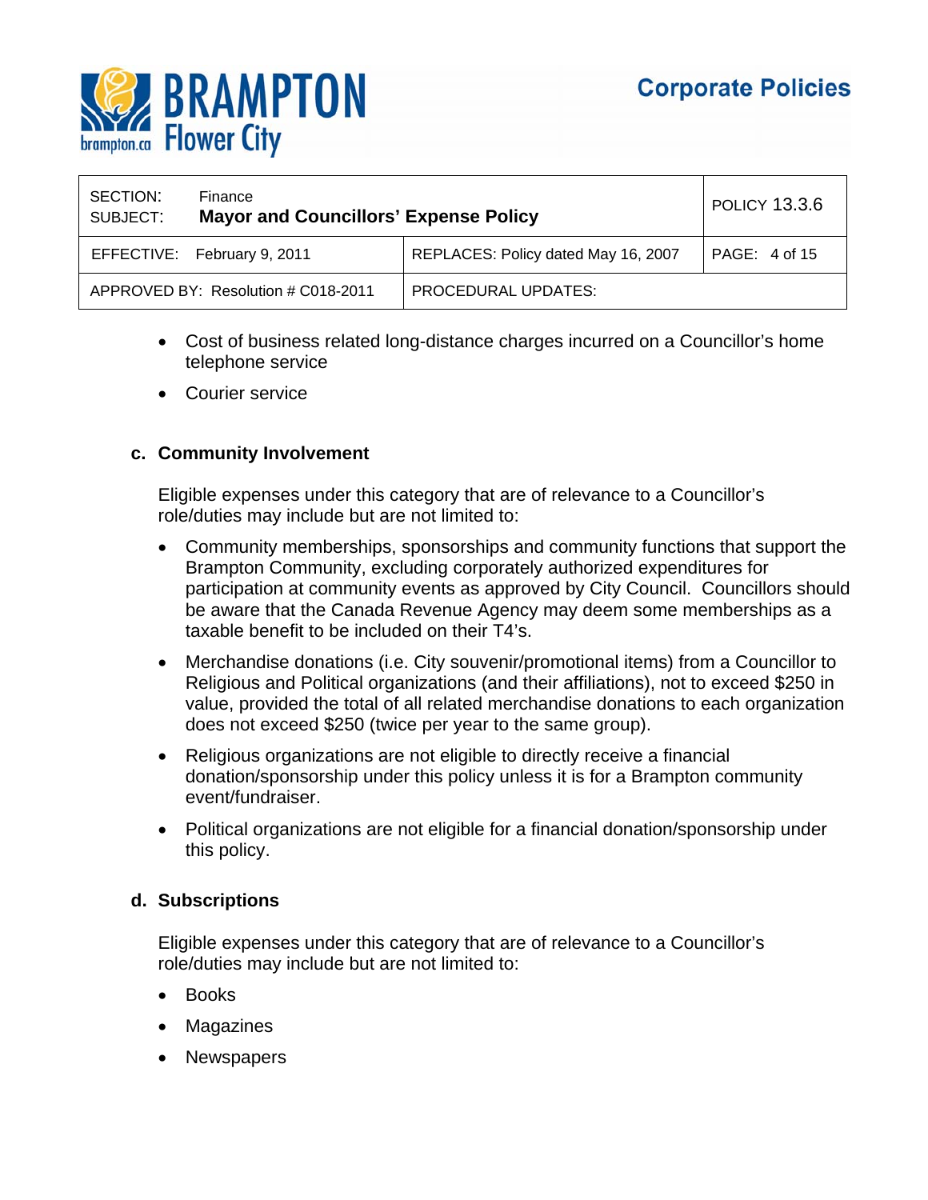- Cost of business related long-distance charges incurred on a Councillor's home telephone service
- Courier service

**c. Community Involvement**

Eligible expenses under this category that are of relevance to a Councillor's role/duties may include but are not limited to:

- Community memberships, sponsorships and community functions that support the Brampton Community, excluding corporately authorized expenditures for participation at community events as approved by City Council. Councillors should be aware that the Canada Revenue Agency may deem some memberships as a taxable benefit to be included on their T4's.
- Merchandise donations (i.e. City souvenir/promotional items) from a Councillor to Religious and Political organizations (and their affiliations), not to exceed $250 in value, provided the total of all related merchandise donations to each organization does not exceed $250 (twice per year to the same group).
- Religious organizations are not eligible to directly receive a financial donation/sponsorship under this policy unless it is for a Brampton community event/fundraiser.
- Political organizations are not eligible for a financial donation/sponsorship under this policy.

**d. Subscriptions**

Eligible expenses under this category that are of relevance to a Councillor's role/duties may include but are not limited to:

- Books
- Magazines
- Newspapers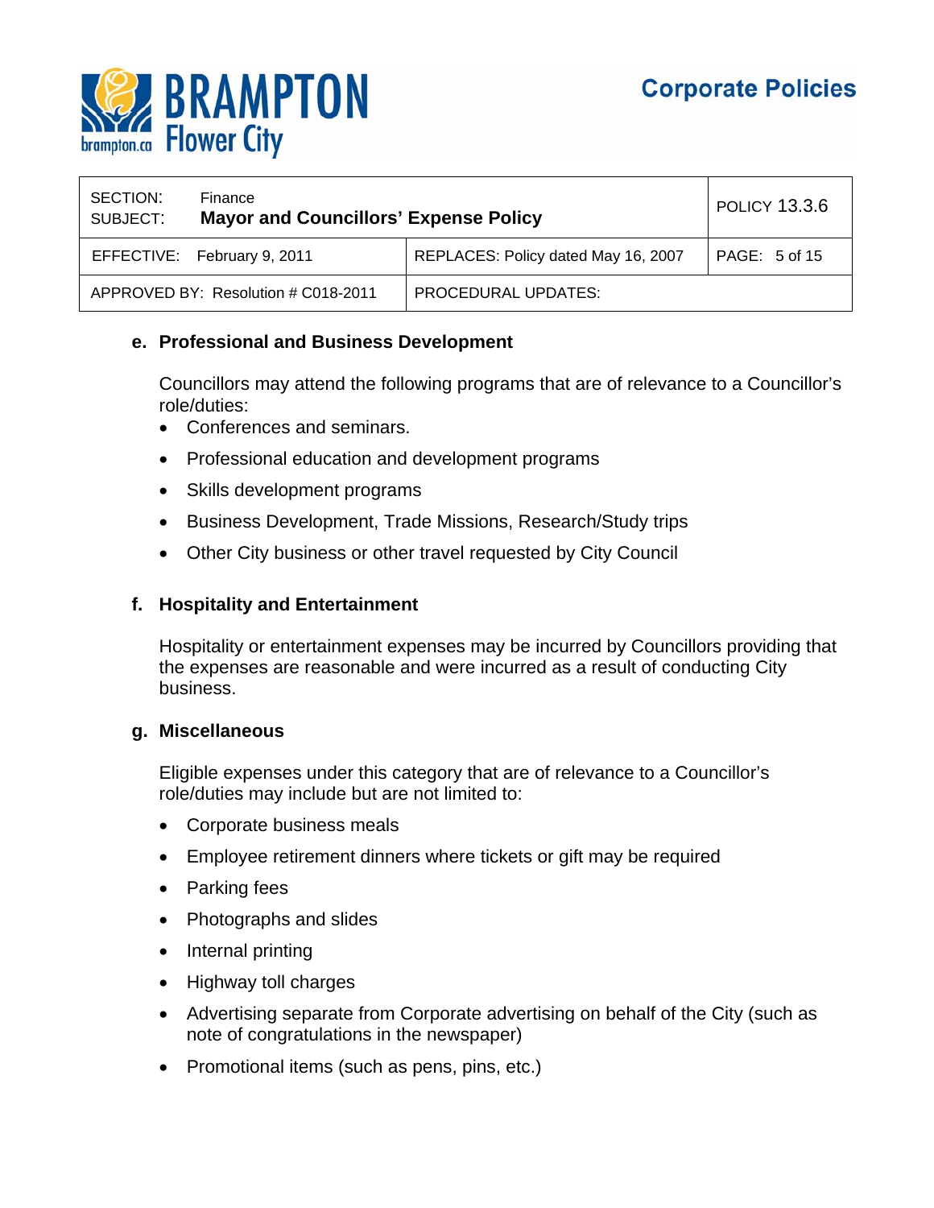**e. Professional and Business Development**

Councillors may attend the following programs that are of relevance to a Councillor's role/duties:

- Conferences and seminars.
- Professional education and development programs
- Skills development programs
- Business Development, Trade Missions, Research/Study trips
- Other City business or other travel requested by City Council

**f. Hospitality and Entertainment**

Hospitality or entertainment expenses may be incurred by Councillors providing that the expenses are reasonable and were incurred as a result of conducting City business.

**g. Miscellaneous**

Eligible expenses under this category that are of relevance to a Councillor's role/duties may include but are not limited to:

- Corporate business meals
- Employee retirement dinners where tickets or gift may be required
- Parking fees
- Photographs and slides
- Internal printing
- Highway toll charges
- Advertising separate from Corporate advertising on behalf of the City (such as note of congratulations in the newspaper)
- Promotional items (such as pens, pins, etc.)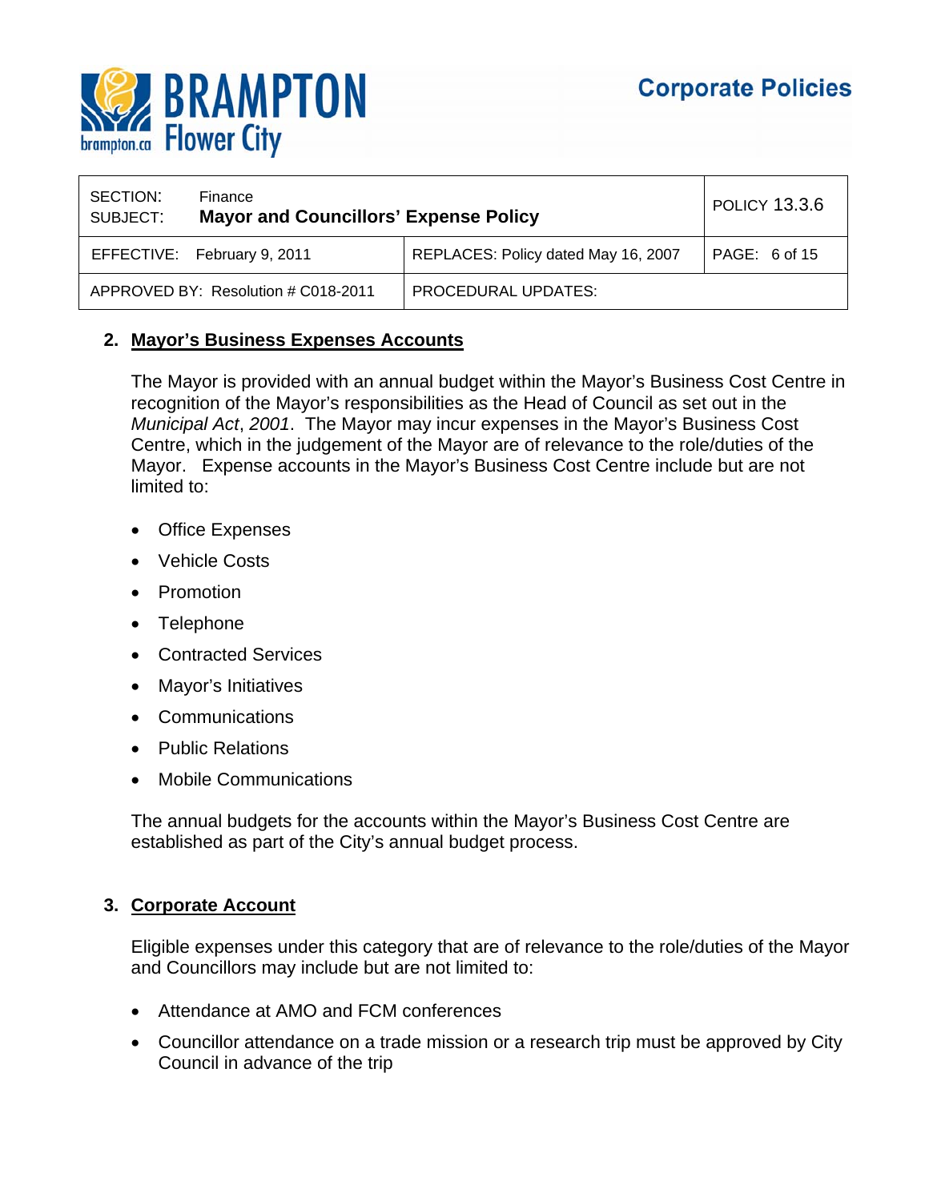## 2. Mayor's Business Expenses Accounts

The Mayor is provided with an annual budget within the Mayor's Business Cost Centre in recognition of the Mayor's responsibilities as the Head of Council as set out in the *Municipal Act*, *2001*. The Mayor may incur expenses in the Mayor's Business Cost Centre, which in the judgement of the Mayor are of relevance to the role/duties of the Mayor. Expense accounts in the Mayor's Business Cost Centre include but are not limited to:

- Office Expenses
- Vehicle Costs
- Promotion
- Telephone
- Contracted Services
- Mayor's Initiatives
- Communications
- Public Relations
- Mobile Communications

The annual budgets for the accounts within the Mayor's Business Cost Centre are established as part of the City's annual budget process.

## 3. Corporate Account

Eligible expenses under this category that are of relevance to the role/duties of the Mayor and Councillors may include but are not limited to:

- Attendance at AMO and FCM conferences
- Councillor attendance on a trade mission or a research trip must be approved by City Council in advance of the trip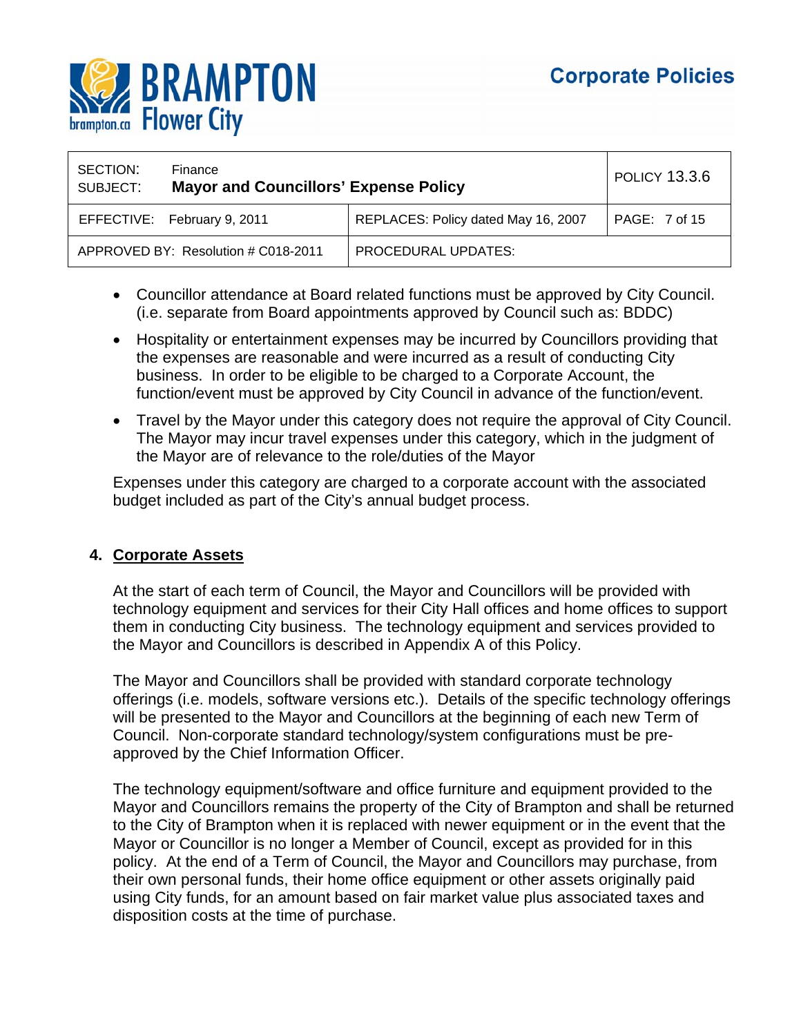- Councillor attendance at Board related functions must be approved by City Council. (i.e. separate from Board appointments approved by Council such as: BDDC)
- Hospitality or entertainment expenses may be incurred by Councillors providing that the expenses are reasonable and were incurred as a result of conducting City business. In order to be eligible to be charged to a Corporate Account, the function/event must be approved by City Council in advance of the function/event.
- Travel by the Mayor under this category does not require the approval of City Council. The Mayor may incur travel expenses under this category, which in the judgment of the Mayor are of relevance to the role/duties of the Mayor

Expenses under this category are charged to a corporate account with the associated budget included as part of the City's annual budget process.

## 4. Corporate Assets

At the start of each term of Council, the Mayor and Councillors will be provided with technology equipment and services for their City Hall offices and home offices to support them in conducting City business. The technology equipment and services provided to the Mayor and Councillors is described in Appendix A of this Policy.

The Mayor and Councillors shall be provided with standard corporate technology offerings (i.e. models, software versions etc.). Details of the specific technology offerings will be presented to the Mayor and Councillors at the beginning of each new Term of Council. Non-corporate standard technology/system configurations must be pre-approved by the Chief Information Officer.

The technology equipment/software and office furniture and equipment provided to the Mayor and Councillors remains the property of the City of Brampton and shall be returned to the City of Brampton when it is replaced with newer equipment or in the event that the Mayor or Councillor is no longer a Member of Council, except as provided for in this policy. At the end of a Term of Council, the Mayor and Councillors may purchase, from their own personal funds, their home office equipment or other assets originally paid using City funds, for an amount based on fair market value plus associated taxes and disposition costs at the time of purchase.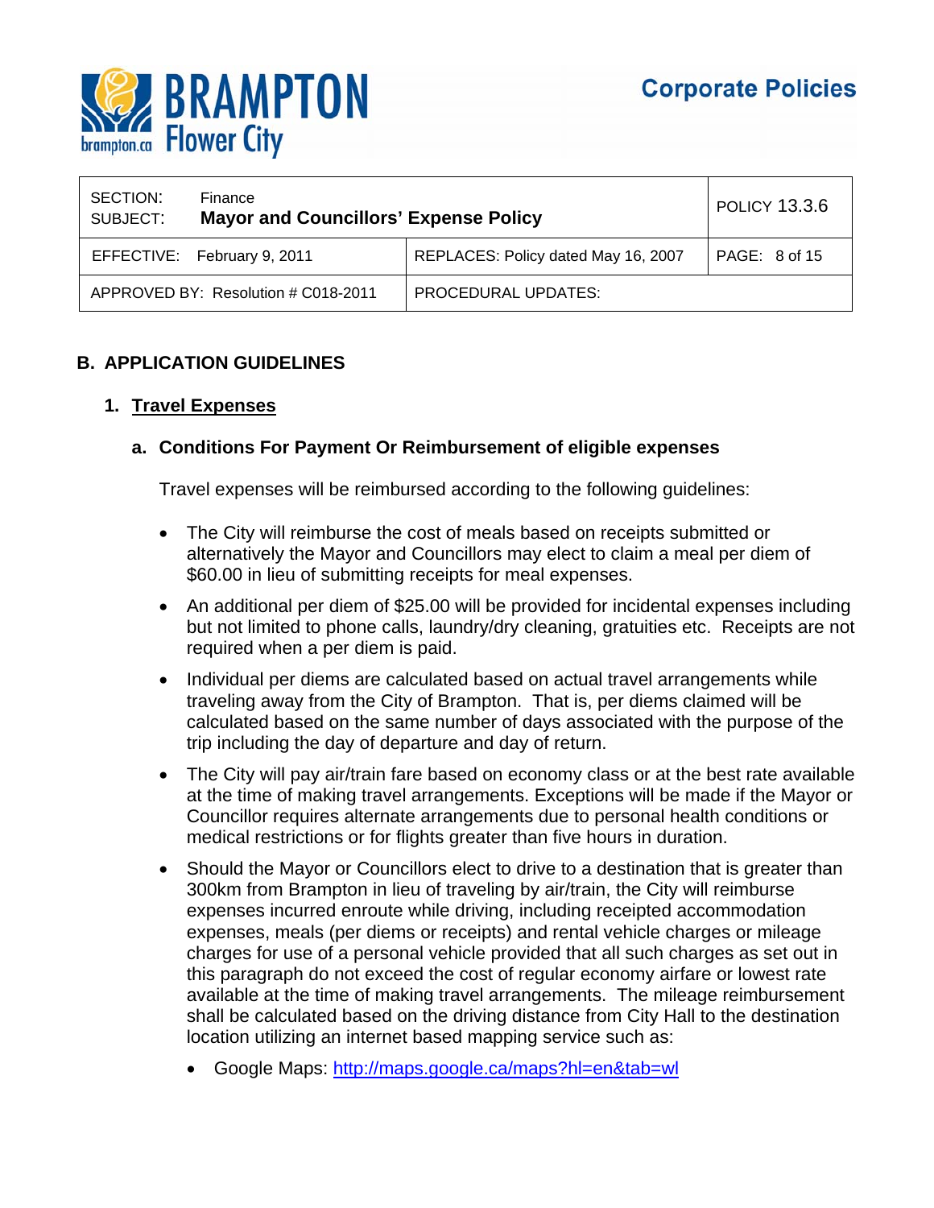| SECTION: SUBJECT: | Finance **Mayor and Councillors' Expense Policy** | POLICY 13.3.6 |
|---|---|---|
| EFFECTIVE: February 9, 2011 | REPLACES: Policy dated May 16, 2007 | PAGE: 8 of 15 |
| APPROVED BY: Resolution # C018-2011 | PROCEDURAL UPDATES: | |

## B. APPLICATION GUIDELINES

### 1. <u>Travel Expenses</u>

#### a. Conditions For Payment Or Reimbursement of eligible expenses

Travel expenses will be reimbursed according to the following guidelines:

- The City will reimburse the cost of meals based on receipts submitted or alternatively the Mayor and Councillors may elect to claim a meal per diem of $60.00 in lieu of submitting receipts for meal expenses.
- An additional per diem of $25.00 will be provided for incidental expenses including but not limited to phone calls, laundry/dry cleaning, gratuities etc. Receipts are not required when a per diem is paid.
- Individual per diems are calculated based on actual travel arrangements while traveling away from the City of Brampton. That is, per diems claimed will be calculated based on the same number of days associated with the purpose of the trip including the day of departure and day of return.
- The City will pay air/train fare based on economy class or at the best rate available at the time of making travel arrangements. Exceptions will be made if the Mayor or Councillor requires alternate arrangements due to personal health conditions or medical restrictions or for flights greater than five hours in duration.
- Should the Mayor or Councillors elect to drive to a destination that is greater than 300km from Brampton in lieu of traveling by air/train, the City will reimburse expenses incurred enroute while driving, including receipted accommodation expenses, meals (per diems or receipts) and rental vehicle charges or mileage charges for use of a personal vehicle provided that all such charges as set out in this paragraph do not exceed the cost of regular economy airfare or lowest rate available at the time of making travel arrangements. The mileage reimbursement shall be calculated based on the driving distance from City Hall to the destination location utilizing an internet based mapping service such as:
  - Google Maps: http://maps.google.ca/maps?hl=en&tab=wl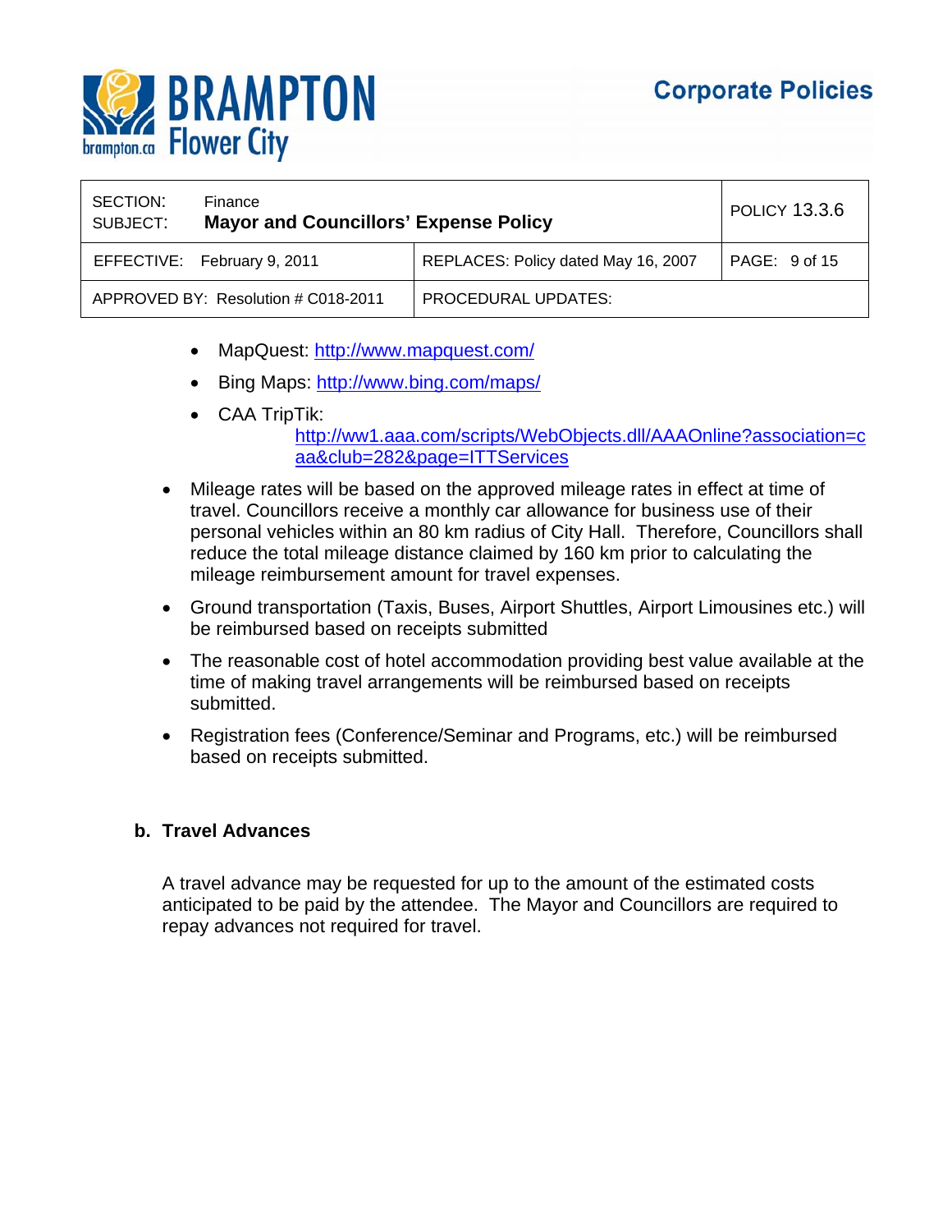- MapQuest: http://www.mapquest.com/
- Bing Maps: http://www.bing.com/maps/
- CAA TripTik: http://ww1.aaa.com/scripts/WebObjects.dll/AAAOnline?association=caa&club=282&page=ITTServices

- Mileage rates will be based on the approved mileage rates in effect at time of travel. Councillors receive a monthly car allowance for business use of their personal vehicles within an 80 km radius of City Hall. Therefore, Councillors shall reduce the total mileage distance claimed by 160 km prior to calculating the mileage reimbursement amount for travel expenses.
- Ground transportation (Taxis, Buses, Airport Shuttles, Airport Limousines etc.) will be reimbursed based on receipts submitted
- The reasonable cost of hotel accommodation providing best value available at the time of making travel arrangements will be reimbursed based on receipts submitted.
- Registration fees (Conference/Seminar and Programs, etc.) will be reimbursed based on receipts submitted.

### b. Travel Advances

A travel advance may be requested for up to the amount of the estimated costs anticipated to be paid by the attendee. The Mayor and Councillors are required to repay advances not required for travel.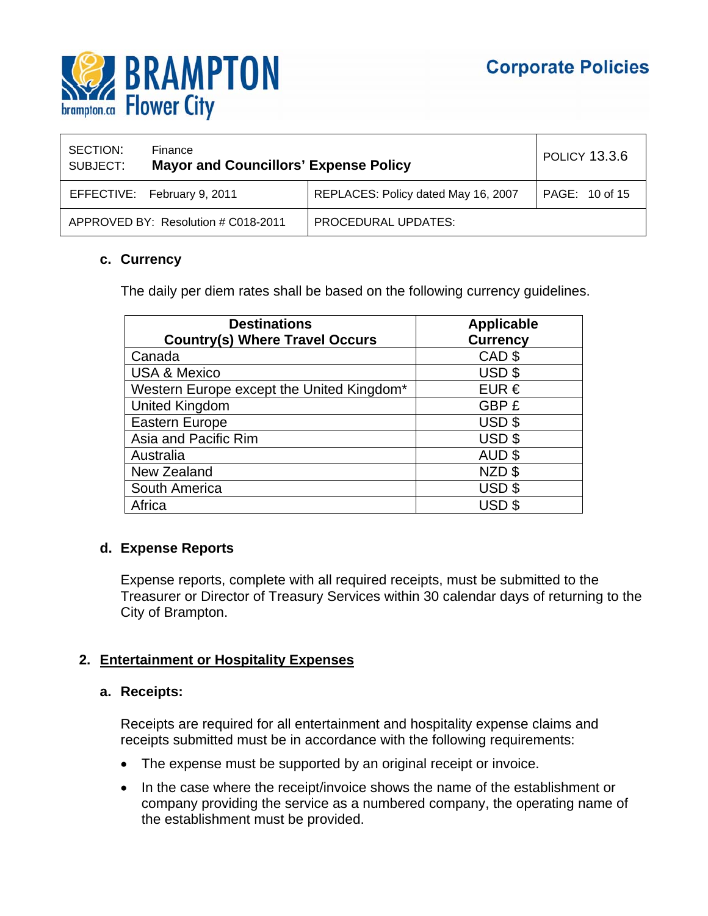#### c. Currency

The daily per diem rates shall be based on the following currency guidelines.

| Destinations Country(s) Where Travel Occurs | Applicable Currency |
|---|---|
| Canada | CAD $ |
| USA & Mexico | USD $ |
| Western Europe except the United Kingdom* | EUR € |
| United Kingdom | GBP £ |
| Eastern Europe | USD $ |
| Asia and Pacific Rim | USD $ |
| Australia | AUD $ |
| New Zealand | NZD $ |
| South America | USD $ |
| Africa | USD $ |

#### d. Expense Reports

Expense reports, complete with all required receipts, must be submitted to the Treasurer or Director of Treasury Services within 30 calendar days of returning to the City of Brampton.

### 2. Entertainment or Hospitality Expenses

#### a. Receipts:

Receipts are required for all entertainment and hospitality expense claims and receipts submitted must be in accordance with the following requirements:

- The expense must be supported by an original receipt or invoice.
- In the case where the receipt/invoice shows the name of the establishment or company providing the service as a numbered company, the operating name of the establishment must be provided.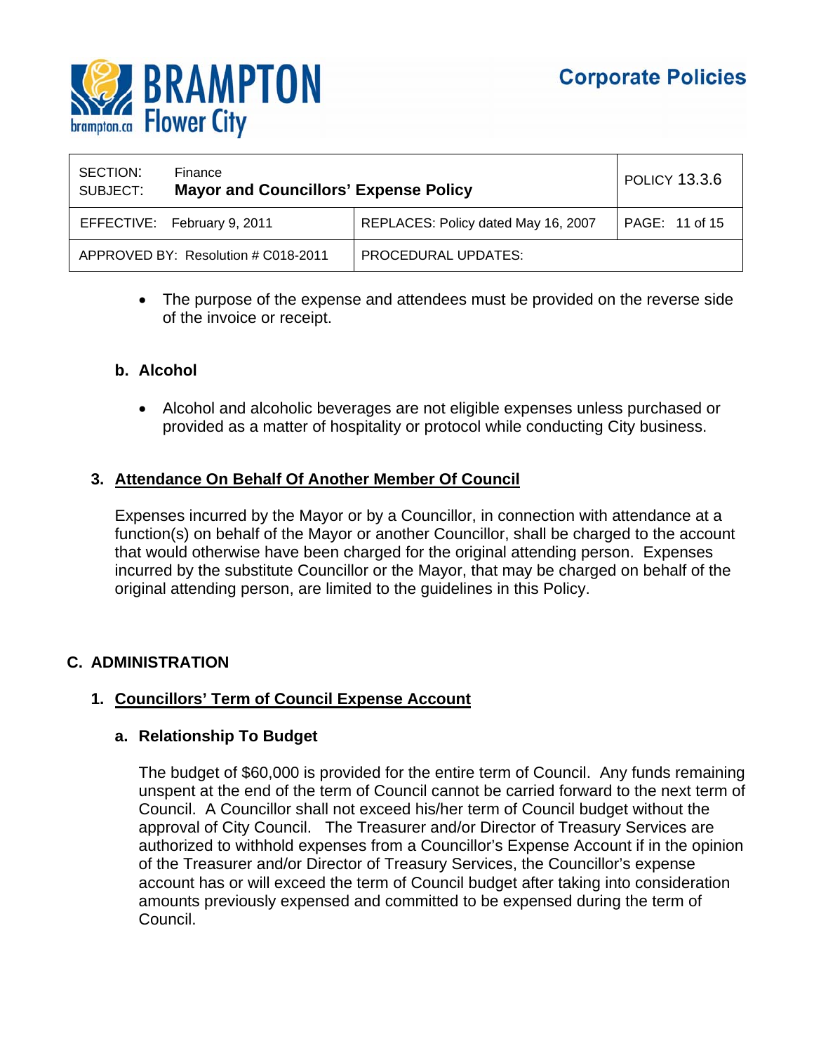- The purpose of the expense and attendees must be provided on the reverse side of the invoice or receipt.

**b. Alcohol**

- Alcohol and alcoholic beverages are not eligible expenses unless purchased or provided as a matter of hospitality or protocol while conducting City business.

### 3. Attendance On Behalf Of Another Member Of Council

Expenses incurred by the Mayor or by a Councillor, in connection with attendance at a function(s) on behalf of the Mayor or another Councillor, shall be charged to the account that would otherwise have been charged for the original attending person. Expenses incurred by the substitute Councillor or the Mayor, that may be charged on behalf of the original attending person, are limited to the guidelines in this Policy.

## C. ADMINISTRATION

### 1. Councillors' Term of Council Expense Account

**a. Relationship To Budget**

The budget of $60,000 is provided for the entire term of Council. Any funds remaining unspent at the end of the term of Council cannot be carried forward to the next term of Council. A Councillor shall not exceed his/her term of Council budget without the approval of City Council. The Treasurer and/or Director of Treasury Services are authorized to withhold expenses from a Councillor's Expense Account if in the opinion of the Treasurer and/or Director of Treasury Services, the Councillor's expense account has or will exceed the term of Council budget after taking into consideration amounts previously expensed and committed to be expensed during the term of Council.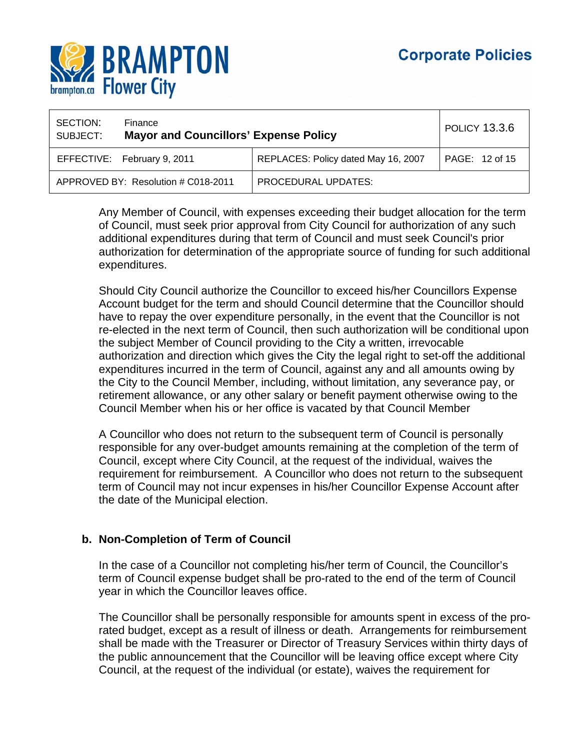Any Member of Council, with expenses exceeding their budget allocation for the term of Council, must seek prior approval from City Council for authorization of any such additional expenditures during that term of Council and must seek Council's prior authorization for determination of the appropriate source of funding for such additional expenditures.

Should City Council authorize the Councillor to exceed his/her Councillors Expense Account budget for the term and should Council determine that the Councillor should have to repay the over expenditure personally, in the event that the Councillor is not re-elected in the next term of Council, then such authorization will be conditional upon the subject Member of Council providing to the City a written, irrevocable authorization and direction which gives the City the legal right to set-off the additional expenditures incurred in the term of Council, against any and all amounts owing by the City to the Council Member, including, without limitation, any severance pay, or retirement allowance, or any other salary or benefit payment otherwise owing to the Council Member when his or her office is vacated by that Council Member

A Councillor who does not return to the subsequent term of Council is personally responsible for any over-budget amounts remaining at the completion of the term of Council, except where City Council, at the request of the individual, waives the requirement for reimbursement. A Councillor who does not return to the subsequent term of Council may not incur expenses in his/her Councillor Expense Account after the date of the Municipal election.

**b. Non-Completion of Term of Council**

In the case of a Councillor not completing his/her term of Council, the Councillor's term of Council expense budget shall be pro-rated to the end of the term of Council year in which the Councillor leaves office.

The Councillor shall be personally responsible for amounts spent in excess of the pro-rated budget, except as a result of illness or death. Arrangements for reimbursement shall be made with the Treasurer or Director of Treasury Services within thirty days of the public announcement that the Councillor will be leaving office except where City Council, at the request of the individual (or estate), waives the requirement for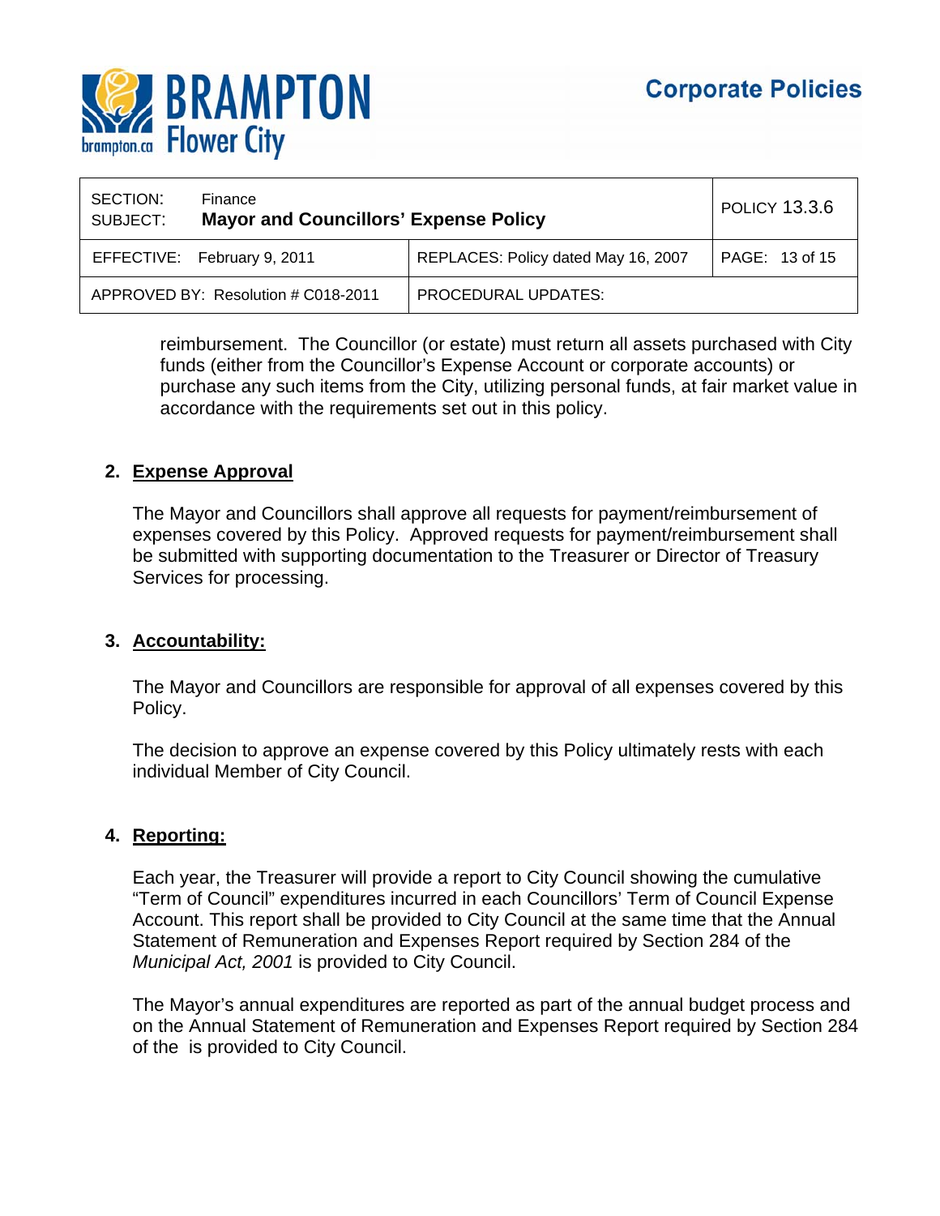reimbursement. The Councillor (or estate) must return all assets purchased with City funds (either from the Councillor's Expense Account or corporate accounts) or purchase any such items from the City, utilizing personal funds, at fair market value in accordance with the requirements set out in this policy.

## 2. Expense Approval

The Mayor and Councillors shall approve all requests for payment/reimbursement of expenses covered by this Policy. Approved requests for payment/reimbursement shall be submitted with supporting documentation to the Treasurer or Director of Treasury Services for processing.

## 3. Accountability:

The Mayor and Councillors are responsible for approval of all expenses covered by this Policy.

The decision to approve an expense covered by this Policy ultimately rests with each individual Member of City Council.

## 4. Reporting:

Each year, the Treasurer will provide a report to City Council showing the cumulative "Term of Council" expenditures incurred in each Councillors' Term of Council Expense Account. This report shall be provided to City Council at the same time that the Annual Statement of Remuneration and Expenses Report required by Section 284 of the *Municipal Act, 2001* is provided to City Council.

The Mayor's annual expenditures are reported as part of the annual budget process and on the Annual Statement of Remuneration and Expenses Report required by Section 284 of the  is provided to City Council.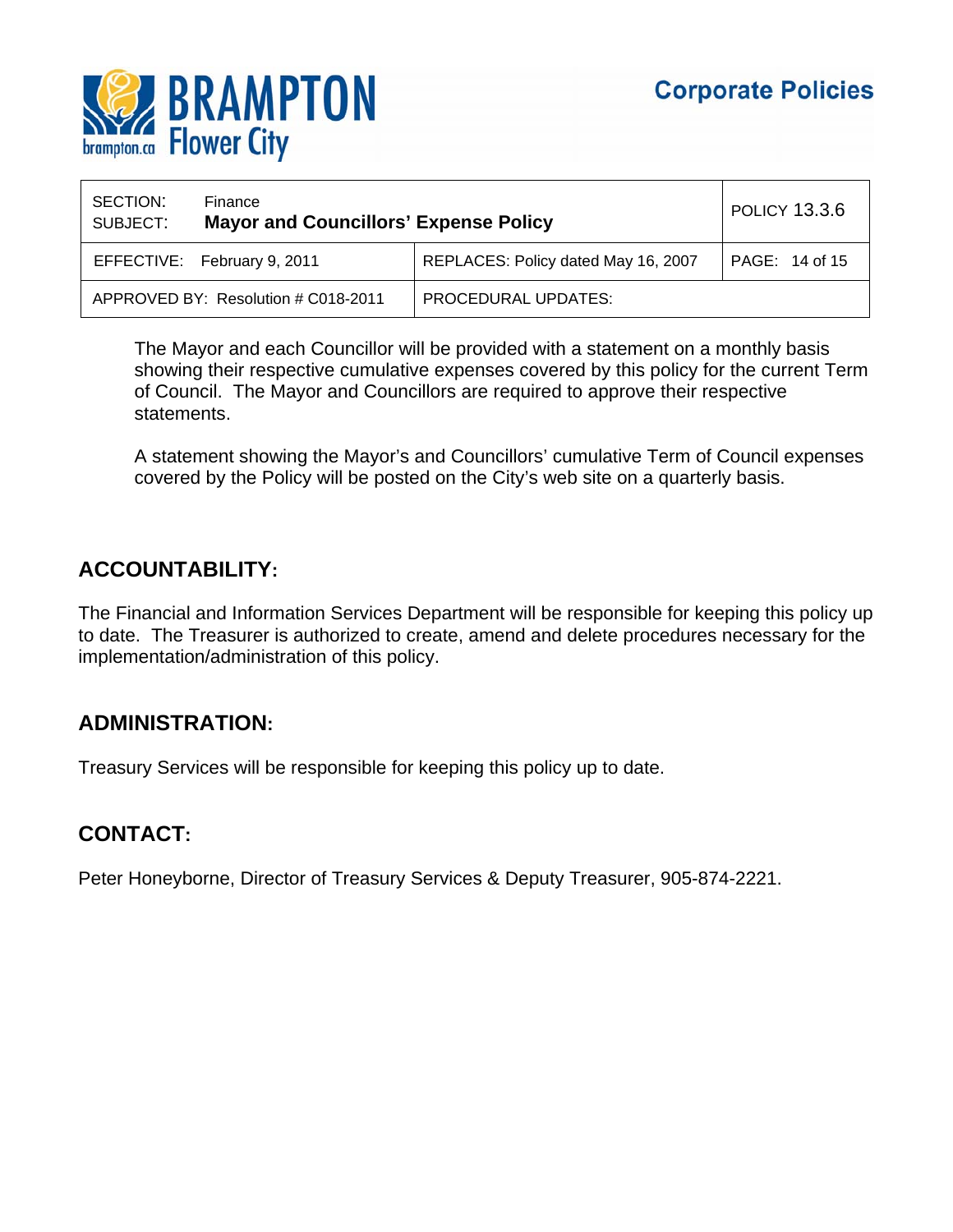The Mayor and each Councillor will be provided with a statement on a monthly basis showing their respective cumulative expenses covered by this policy for the current Term of Council. The Mayor and Councillors are required to approve their respective statements.

A statement showing the Mayor's and Councillors' cumulative Term of Council expenses covered by the Policy will be posted on the City's web site on a quarterly basis.

## ACCOUNTABILITY:

The Financial and Information Services Department will be responsible for keeping this policy up to date. The Treasurer is authorized to create, amend and delete procedures necessary for the implementation/administration of this policy.

## ADMINISTRATION:

Treasury Services will be responsible for keeping this policy up to date.

## CONTACT:

Peter Honeyborne, Director of Treasury Services & Deputy Treasurer, 905-874-2221.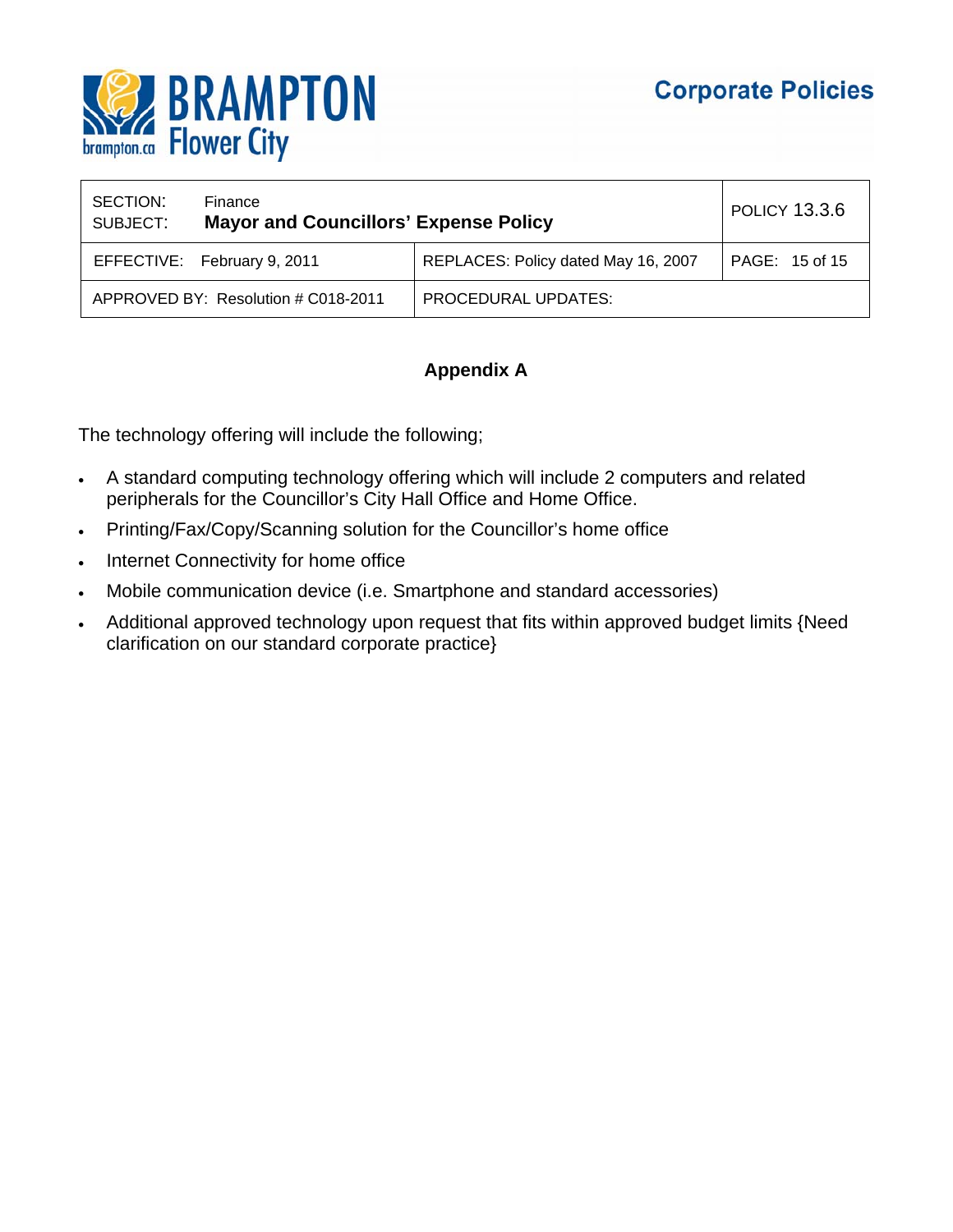| | | |
|---|---|---|
| SECTION: Finance<br>SUBJECT: **Mayor and Councillors' Expense Policy** | | POLICY 13.3.6 |
| EFFECTIVE: February 9, 2011 | REPLACES: Policy dated May 16, 2007 | PAGE: 15 of 15 |
| APPROVED BY: Resolution # C018-2011 | PROCEDURAL UPDATES: | |

## Appendix A

The technology offering will include the following;

- A standard computing technology offering which will include 2 computers and related peripherals for the Councillor's City Hall Office and Home Office.
- Printing/Fax/Copy/Scanning solution for the Councillor's home office
- Internet Connectivity for home office
- Mobile communication device (i.e. Smartphone and standard accessories)
- Additional approved technology upon request that fits within approved budget limits {Need clarification on our standard corporate practice}